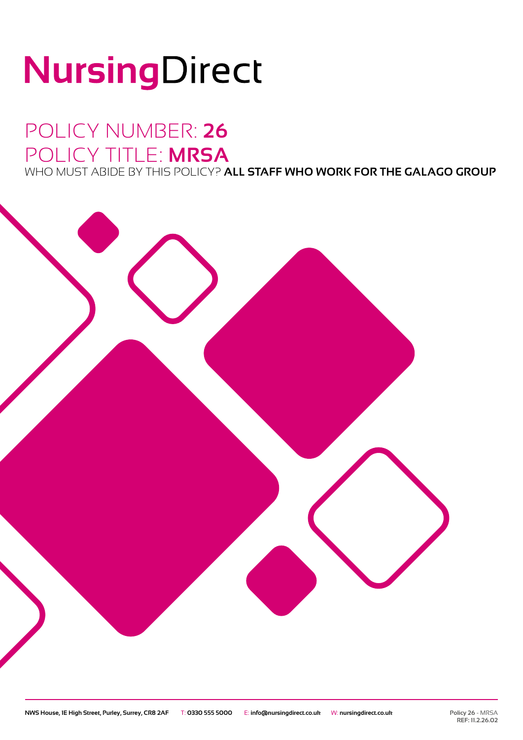# NursingDirect

## POLICY NUMBER: **26**

## POLICY TITLE: **MRSA**

WHO MUST ABIDE BY THIS POLICY? **ALL STAFF WHO WORK FOR THE GALAGO GROUP**

NWS House, 1E High Street, Purley, Surrey, CR8 2AF  T: 0330 555 5000  E: info@nursingdirect.co.uk  W: nursingdirect.co.uk

Policy 26 - MRSA
REF: 11.2.26.02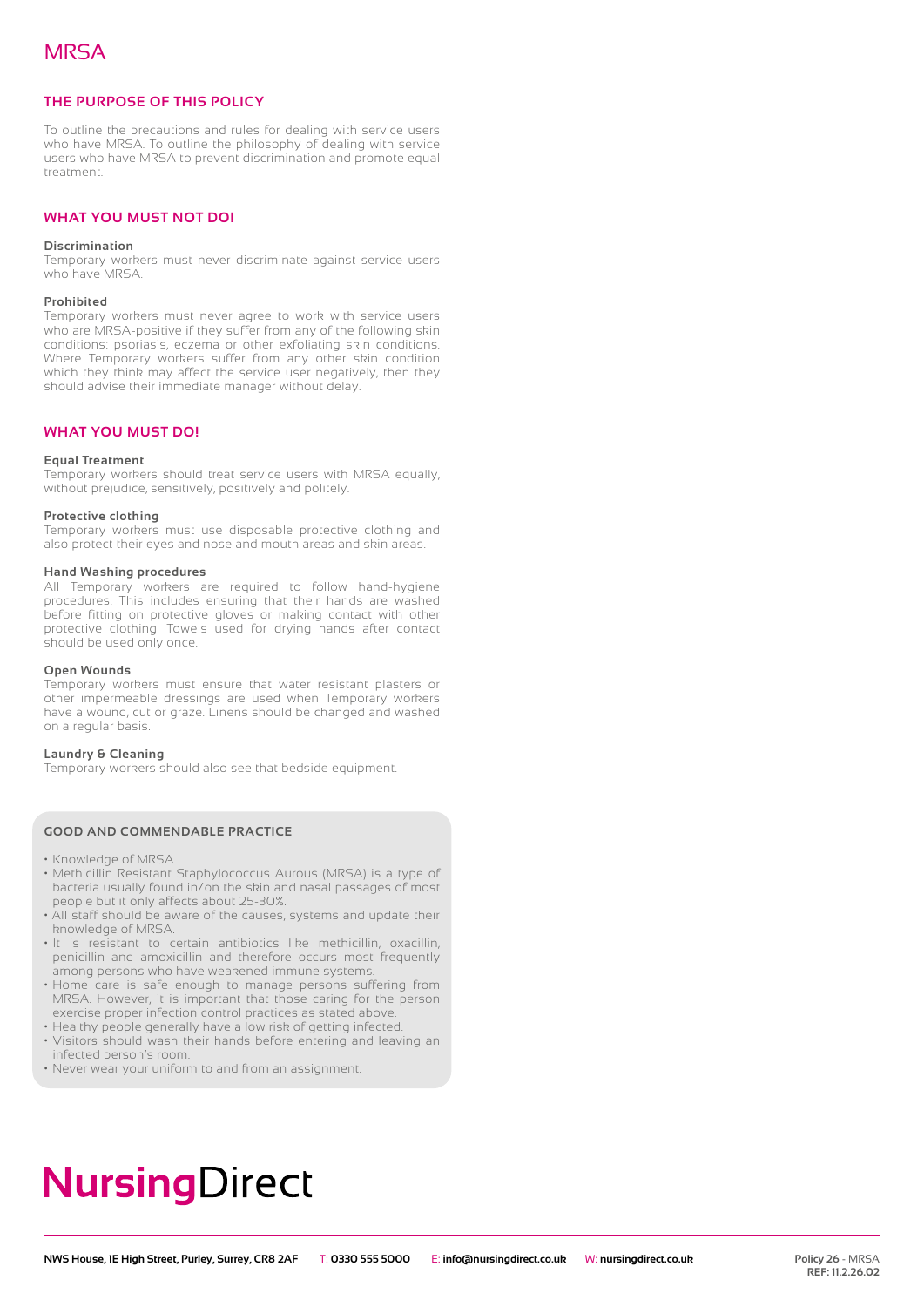# MRSA

## THE PURPOSE OF THIS POLICY

To outline the precautions and rules for dealing with service users who have MRSA. To outline the philosophy of dealing with service users who have MRSA to prevent discrimination and promote equal treatment.

## WHAT YOU MUST NOT DO!

**Discrimination**
Temporary workers must never discriminate against service users who have MRSA.

**Prohibited**
Temporary workers must never agree to work with service users who are MRSA-positive if they suffer from any of the following skin conditions: psoriasis, eczema or other exfoliating skin conditions. Where Temporary workers suffer from any other skin condition which they think may affect the service user negatively, then they should advise their immediate manager without delay.

## WHAT YOU MUST DO!

**Equal Treatment**
Temporary workers should treat service users with MRSA equally, without prejudice, sensitively, positively and politely.

**Protective clothing**
Temporary workers must use disposable protective clothing and also protect their eyes and nose and mouth areas and skin areas.

**Hand Washing procedures**
All Temporary workers are required to follow hand-hygiene procedures. This includes ensuring that their hands are washed before fitting on protective gloves or making contact with other protective clothing. Towels used for drying hands after contact should be used only once.

**Open Wounds**
Temporary workers must ensure that water resistant plasters or other impermeable dressings are used when Temporary workers have a wound, cut or graze. Linens should be changed and washed on a regular basis.

**Laundry & Cleaning**
Temporary workers should also see that bedside equipment.

### GOOD AND COMMENDABLE PRACTICE

- Knowledge of MRSA
- Methicillin Resistant Staphylococcus Aurous (MRSA) is a type of bacteria usually found in/on the skin and nasal passages of most people but it only affects about 25-30%.
- All staff should be aware of the causes, systems and update their knowledge of MRSA.
- It is resistant to certain antibiotics like methicillin, oxacillin, penicillin and amoxicillin and therefore occurs most frequently among persons who have weakened immune systems.
- Home care is safe enough to manage persons suffering from MRSA. However, it is important that those caring for the person exercise proper infection control practices as stated above.
- Healthy people generally have a low risk of getting infected.
- Visitors should wash their hands before entering and leaving an infected person's room.
- Never wear your uniform to and from an assignment.

**NursingDirect**

NWS House, 1E High Street, Purley, Surrey, CR8 2AF T: 0330 555 5000 E: info@nursingdirect.co.uk W: nursingdirect.co.uk

Policy 26 - MRSA
REF: 11.2.26.02